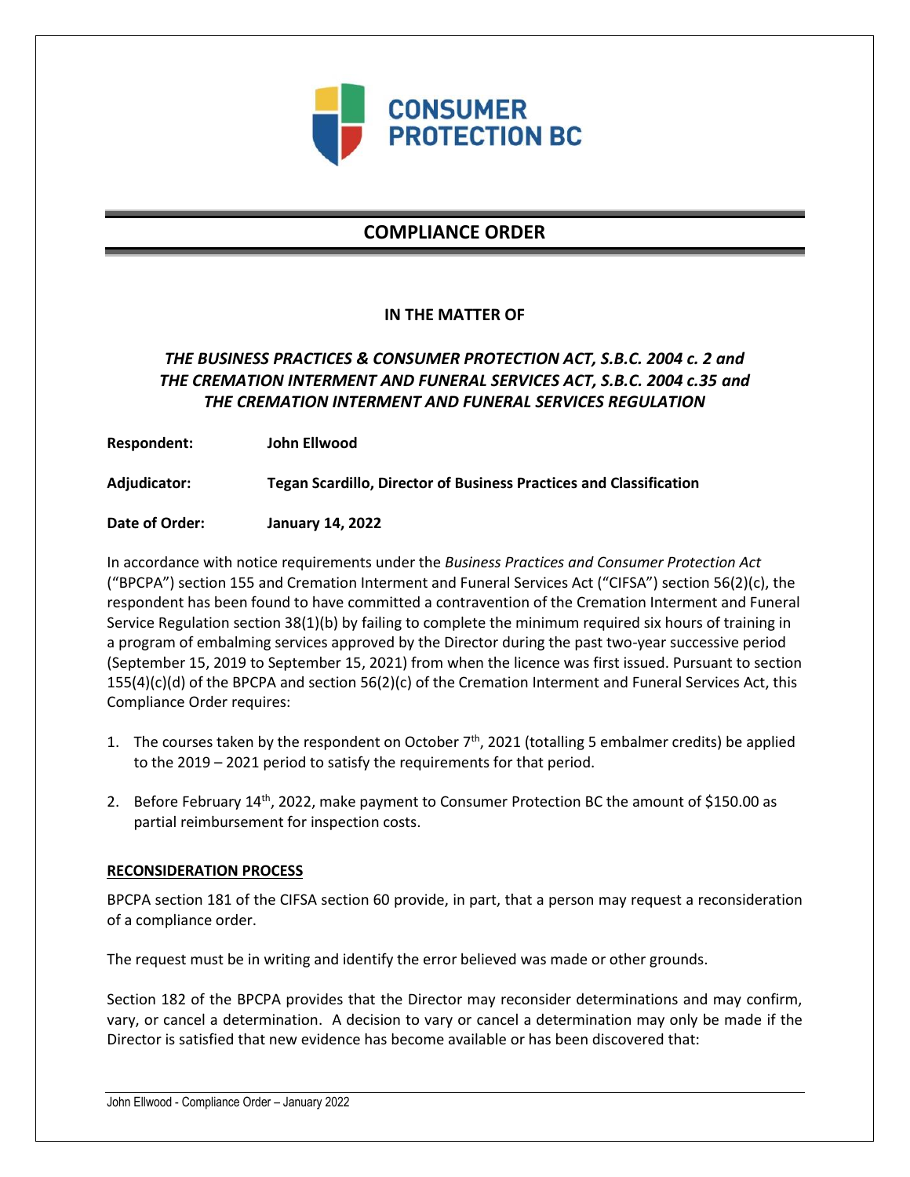CONSUMER PROTECTION BC

# COMPLIANCE ORDER

**IN THE MATTER OF**

***THE BUSINESS PRACTICES & CONSUMER PROTECTION ACT, S.B.C. 2004 c. 2 and THE CREMATION INTERMENT AND FUNERAL SERVICES ACT, S.B.C. 2004 c.35 and THE CREMATION INTERMENT AND FUNERAL SERVICES REGULATION***

**Respondent:** **John Ellwood**

**Adjudicator:** **Tegan Scardillo, Director of Business Practices and Classification**

**Date of Order:** **January 14, 2022**

In accordance with notice requirements under the *Business Practices and Consumer Protection Act* ("BPCPA") section 155 and Cremation Interment and Funeral Services Act ("CIFSA") section 56(2)(c), the respondent has been found to have committed a contravention of the Cremation Interment and Funeral Service Regulation section 38(1)(b) by failing to complete the minimum required six hours of training in a program of embalming services approved by the Director during the past two-year successive period (September 15, 2019 to September 15, 2021) from when the licence was first issued. Pursuant to section 155(4)(c)(d) of the BPCPA and section 56(2)(c) of the Cremation Interment and Funeral Services Act, this Compliance Order requires:

1. The courses taken by the respondent on October 7th, 2021 (totalling 5 embalmer credits) be applied to the 2019 – 2021 period to satisfy the requirements for that period.
2. Before February 14th, 2022, make payment to Consumer Protection BC the amount of $150.00 as partial reimbursement for inspection costs.

**RECONSIDERATION PROCESS**

BPCPA section 181 of the CIFSA section 60 provide, in part, that a person may request a reconsideration of a compliance order.

The request must be in writing and identify the error believed was made or other grounds.

Section 182 of the BPCPA provides that the Director may reconsider determinations and may confirm, vary, or cancel a determination. A decision to vary or cancel a determination may only be made if the Director is satisfied that new evidence has become available or has been discovered that: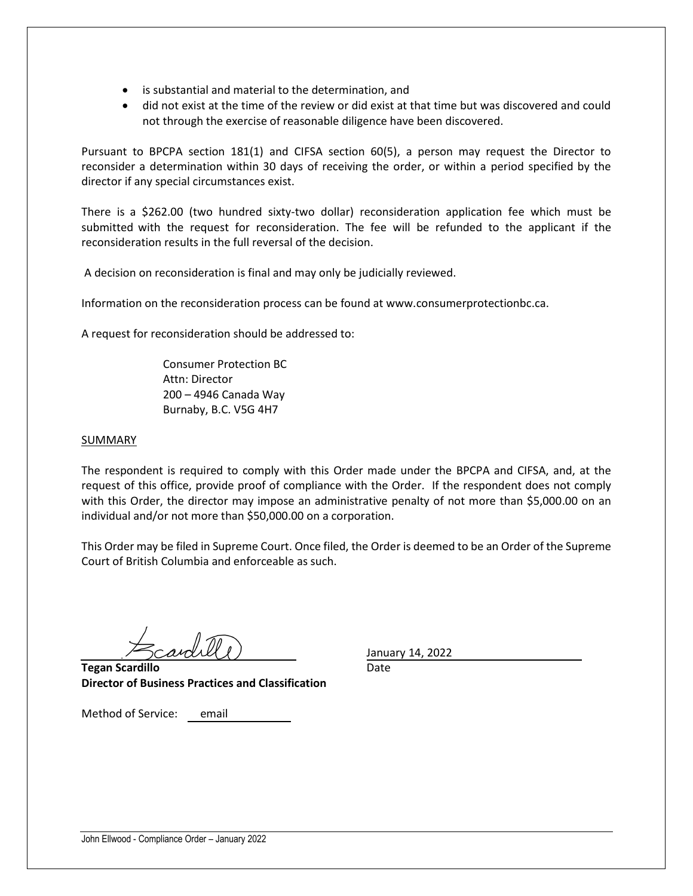- is substantial and material to the determination, and
- did not exist at the time of the review or did exist at that time but was discovered and could not through the exercise of reasonable diligence have been discovered.

Pursuant to BPCPA section 181(1) and CIFSA section 60(5), a person may request the Director to reconsider a determination within 30 days of receiving the order, or within a period specified by the director if any special circumstances exist.

There is a $262.00 (two hundred sixty-two dollar) reconsideration application fee which must be submitted with the request for reconsideration. The fee will be refunded to the applicant if the reconsideration results in the full reversal of the decision.

A decision on reconsideration is final and may only be judicially reviewed.

Information on the reconsideration process can be found at www.consumerprotectionbc.ca.

A request for reconsideration should be addressed to:

Consumer Protection BC
Attn: Director
200 – 4946 Canada Way
Burnaby, B.C. V5G 4H7

SUMMARY

The respondent is required to comply with this Order made under the BPCPA and CIFSA, and, at the request of this office, provide proof of compliance with the Order. If the respondent does not comply with this Order, the director may impose an administrative penalty of not more than $5,000.00 on an individual and/or not more than $50,000.00 on a corporation.

This Order may be filed in Supreme Court. Once filed, the Order is deemed to be an Order of the Supreme Court of British Columbia and enforceable as such.

**Tegan Scardillo**
**Director of Business Practices and Classification**

January 14, 2022
Date

Method of Service: email